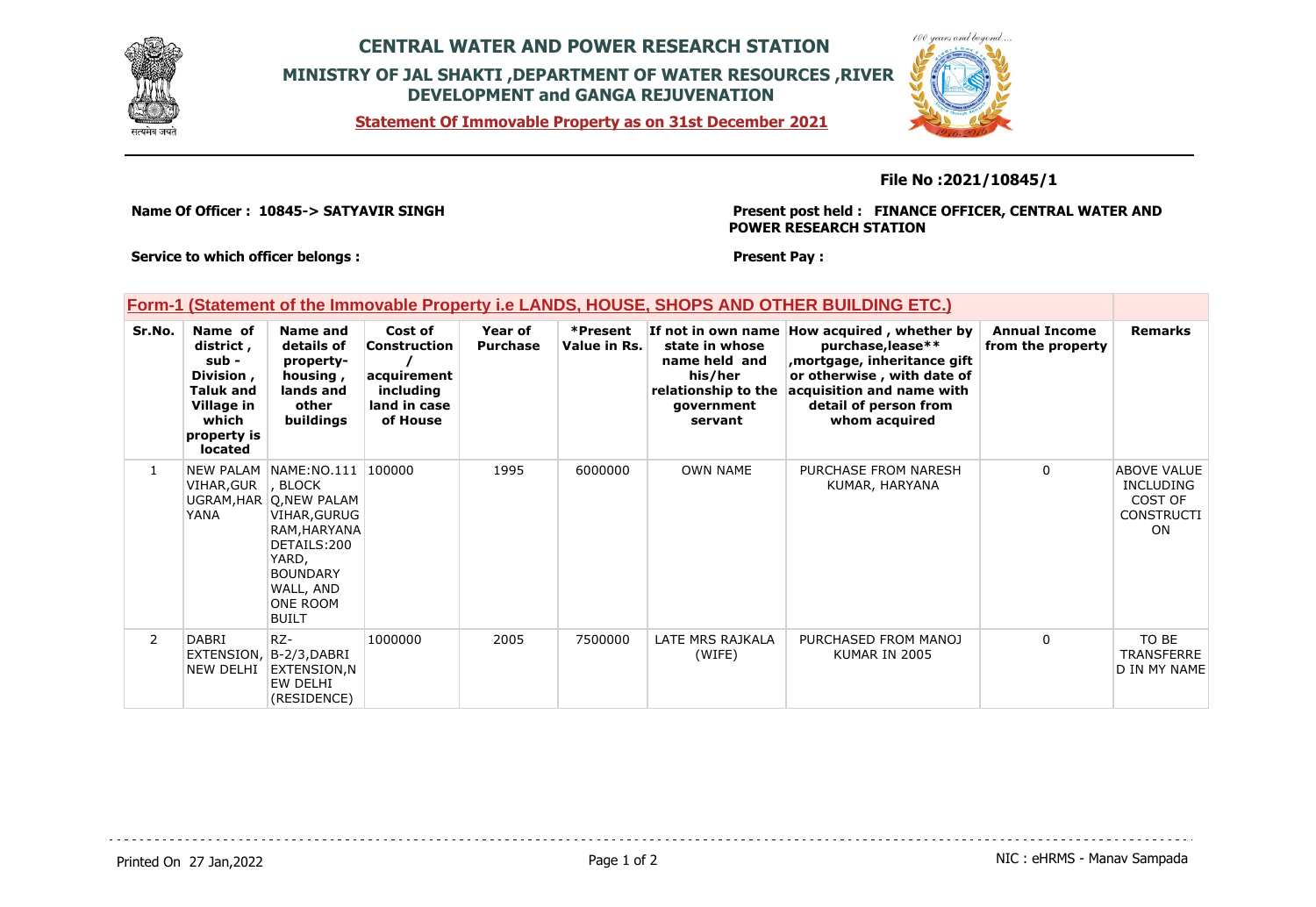# CENTRAL WATER AND POWER RESEARCH STATION

## MINISTRY OF JAL SHAKTI ,DEPARTMENT OF WATER RESOURCES ,RIVER DEVELOPMENT and GANGA REJUVENATION

**Statement Of Immovable Property as on 31st December 2021**

**File No :2021/10845/1**

**Name Of Officer : 10845-> SATYAVIR SINGH**

**Present post held : FINANCE OFFICER, CENTRAL WATER AND POWER RESEARCH STATION**

**Service to which officer belongs :**

**Present Pay :**

## Form-1 (Statement of the Immovable Property i.e LANDS, HOUSE, SHOPS AND OTHER BUILDING ETC.)

| Sr.No. | Name of district , sub - Division , Taluk and Village in which property is located | Name and details of property-housing , lands and other buildings | Cost of Construction / acquirement including land in case of House | Year of Purchase | *Present Value in Rs. | If not in own name state in whose name held and his/her relationship to the government servant | How acquired , whether by purchase,lease** ,mortgage, inheritance gift or otherwise , with date of acquisition and name with detail of person from whom acquired | Annual Income from the property | Remarks |
|---|---|---|---|---|---|---|---|---|---|
| 1 | NEW PALAM VIHAR,GURUGRAM,HARYANA | NAME:NO.111 , BLOCK Q,NEW PALAM VIHAR,GURUGRAM,HARYANA DETAILS:200 YARD, BOUNDARY WALL, AND ONE ROOM BUILT | 100000 | 1995 | 6000000 | OWN NAME | PURCHASE FROM NARESH KUMAR, HARYANA | 0 | ABOVE VALUE INCLUDING COST OF CONSTRUCTION |
| 2 | DABRI EXTENSION, NEW DELHI | RZ-B-2/3,DABRI EXTENSION,NEW DELHI (RESIDENCE) | 1000000 | 2005 | 7500000 | LATE MRS RAJKALA (WIFE) | PURCHASED FROM MANOJ KUMAR IN 2005 | 0 | TO BE TRANSFERRED IN MY NAME |

Printed On 27 Jan,2022

NIC : eHRMS - Manav Sampada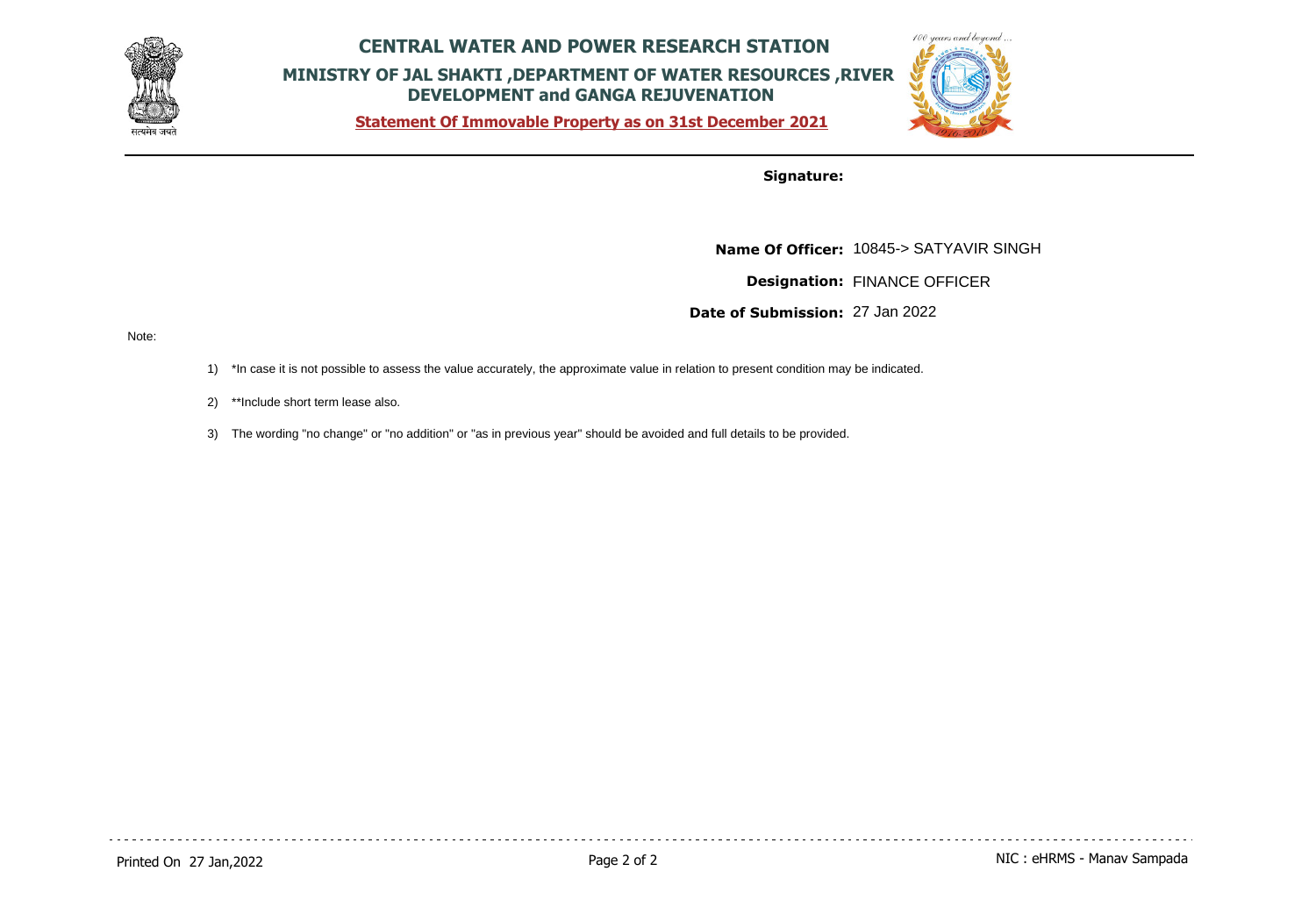# CENTRAL WATER AND POWER RESEARCH STATION

## MINISTRY OF JAL SHAKTI ,DEPARTMENT OF WATER RESOURCES ,RIVER DEVELOPMENT and GANGA REJUVENATION

**Statement Of Immovable Property as on 31st December 2021**

**Signature:**

**Name Of Officer:** 10845-> SATYAVIR SINGH

**Designation:** FINANCE OFFICER

**Date of Submission:** 27 Jan 2022

Note:

1) *In case it is not possible to assess the value accurately, the approximate value in relation to present condition may be indicated.

2) **Include short term lease also.

3) The wording "no change" or "no addition" or "as in previous year" should be avoided and full details to be provided.

Printed On 27 Jan,2022

NIC : eHRMS - Manav Sampada